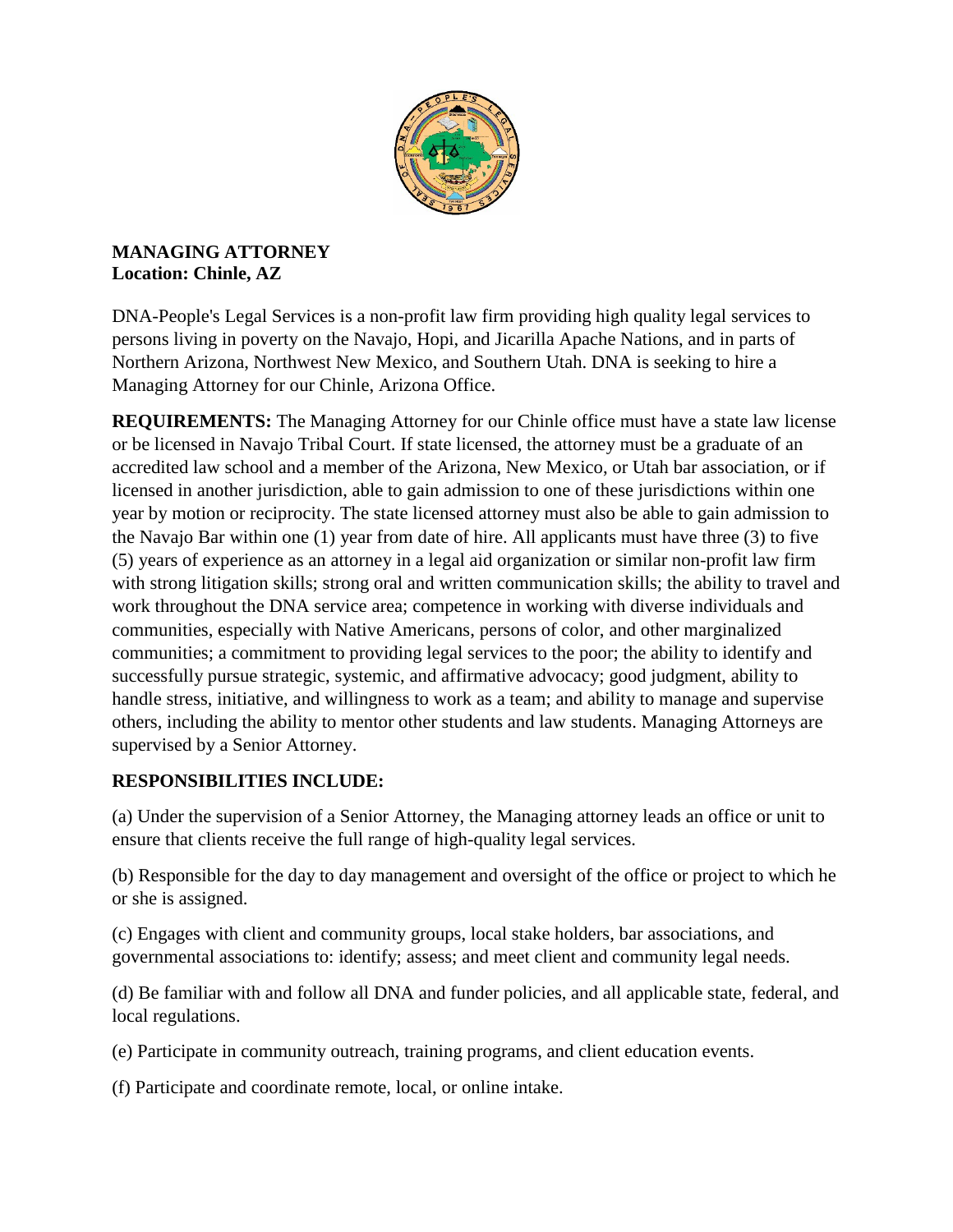**MANAGING ATTORNEY**
**Location: Chinle, AZ**

DNA-People's Legal Services is a non-profit law firm providing high quality legal services to persons living in poverty on the Navajo, Hopi, and Jicarilla Apache Nations, and in parts of Northern Arizona, Northwest New Mexico, and Southern Utah. DNA is seeking to hire a Managing Attorney for our Chinle, Arizona Office.

**REQUIREMENTS:** The Managing Attorney for our Chinle office must have a state law license or be licensed in Navajo Tribal Court. If state licensed, the attorney must be a graduate of an accredited law school and a member of the Arizona, New Mexico, or Utah bar association, or if licensed in another jurisdiction, able to gain admission to one of these jurisdictions within one year by motion or reciprocity. The state licensed attorney must also be able to gain admission to the Navajo Bar within one (1) year from date of hire. All applicants must have three (3) to five (5) years of experience as an attorney in a legal aid organization or similar non-profit law firm with strong litigation skills; strong oral and written communication skills; the ability to travel and work throughout the DNA service area; competence in working with diverse individuals and communities, especially with Native Americans, persons of color, and other marginalized communities; a commitment to providing legal services to the poor; the ability to identify and successfully pursue strategic, systemic, and affirmative advocacy; good judgment, ability to handle stress, initiative, and willingness to work as a team; and ability to manage and supervise others, including the ability to mentor other students and law students. Managing Attorneys are supervised by a Senior Attorney.

**RESPONSIBILITIES INCLUDE:**

(a) Under the supervision of a Senior Attorney, the Managing attorney leads an office or unit to ensure that clients receive the full range of high-quality legal services.

(b) Responsible for the day to day management and oversight of the office or project to which he or she is assigned.

(c) Engages with client and community groups, local stake holders, bar associations, and governmental associations to: identify; assess; and meet client and community legal needs.

(d) Be familiar with and follow all DNA and funder policies, and all applicable state, federal, and local regulations.

(e) Participate in community outreach, training programs, and client education events.

(f) Participate and coordinate remote, local, or online intake.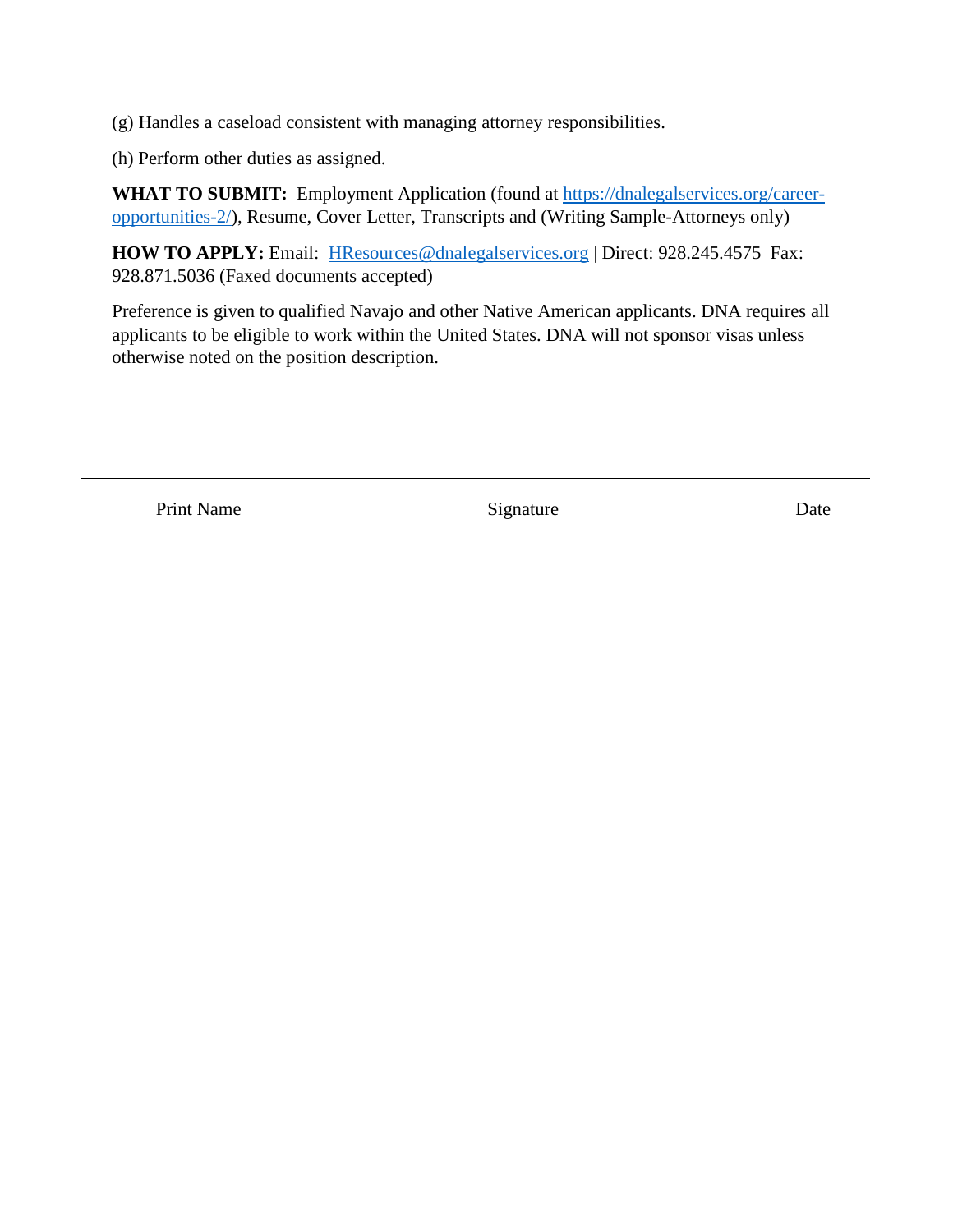(g) Handles a caseload consistent with managing attorney responsibilities.

(h) Perform other duties as assigned.

**WHAT TO SUBMIT:** Employment Application (found at https://dnalegalservices.org/career-opportunities-2/), Resume, Cover Letter, Transcripts and (Writing Sample-Attorneys only)

**HOW TO APPLY:** Email: HResources@dnalegalservices.org | Direct: 928.245.4575 Fax: 928.871.5036 (Faxed documents accepted)

Preference is given to qualified Navajo and other Native American applicants. DNA requires all applicants to be eligible to work within the United States. DNA will not sponsor visas unless otherwise noted on the position description.

---

Print Name Signature Date